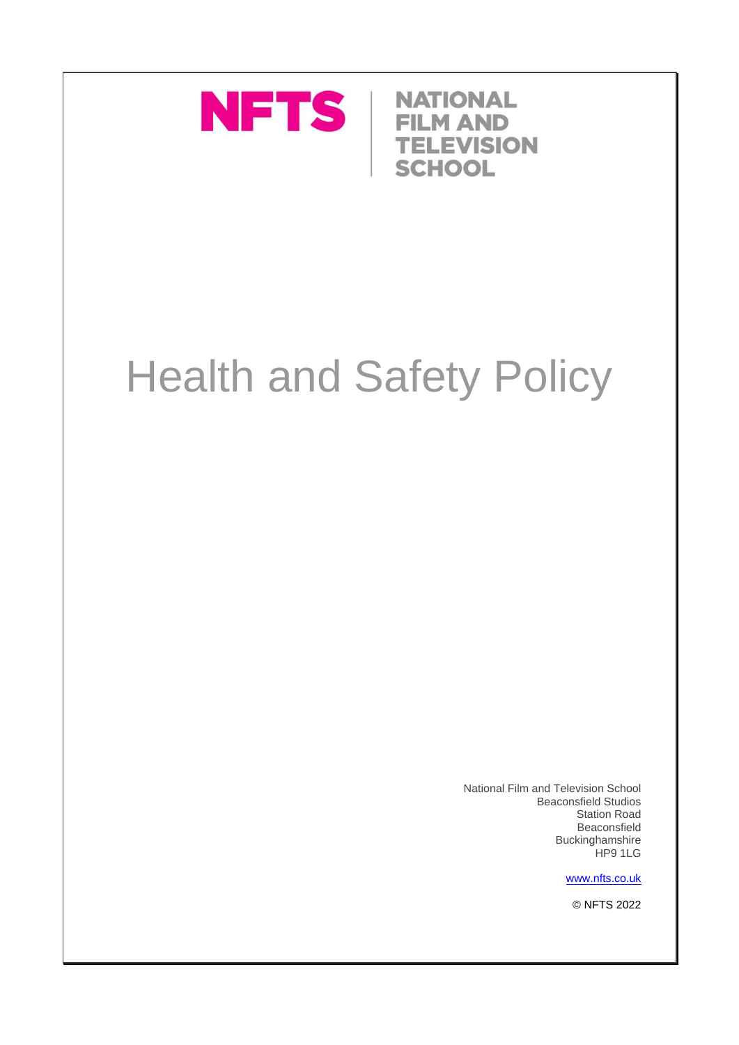NFTS | NATIONAL FILM AND TELEVISION SCHOOL

# Health and Safety Policy

National Film and Television School
Beaconsfield Studios
Station Road
Beaconsfield
Buckinghamshire
HP9 1LG

www.nfts.co.uk

© NFTS 2022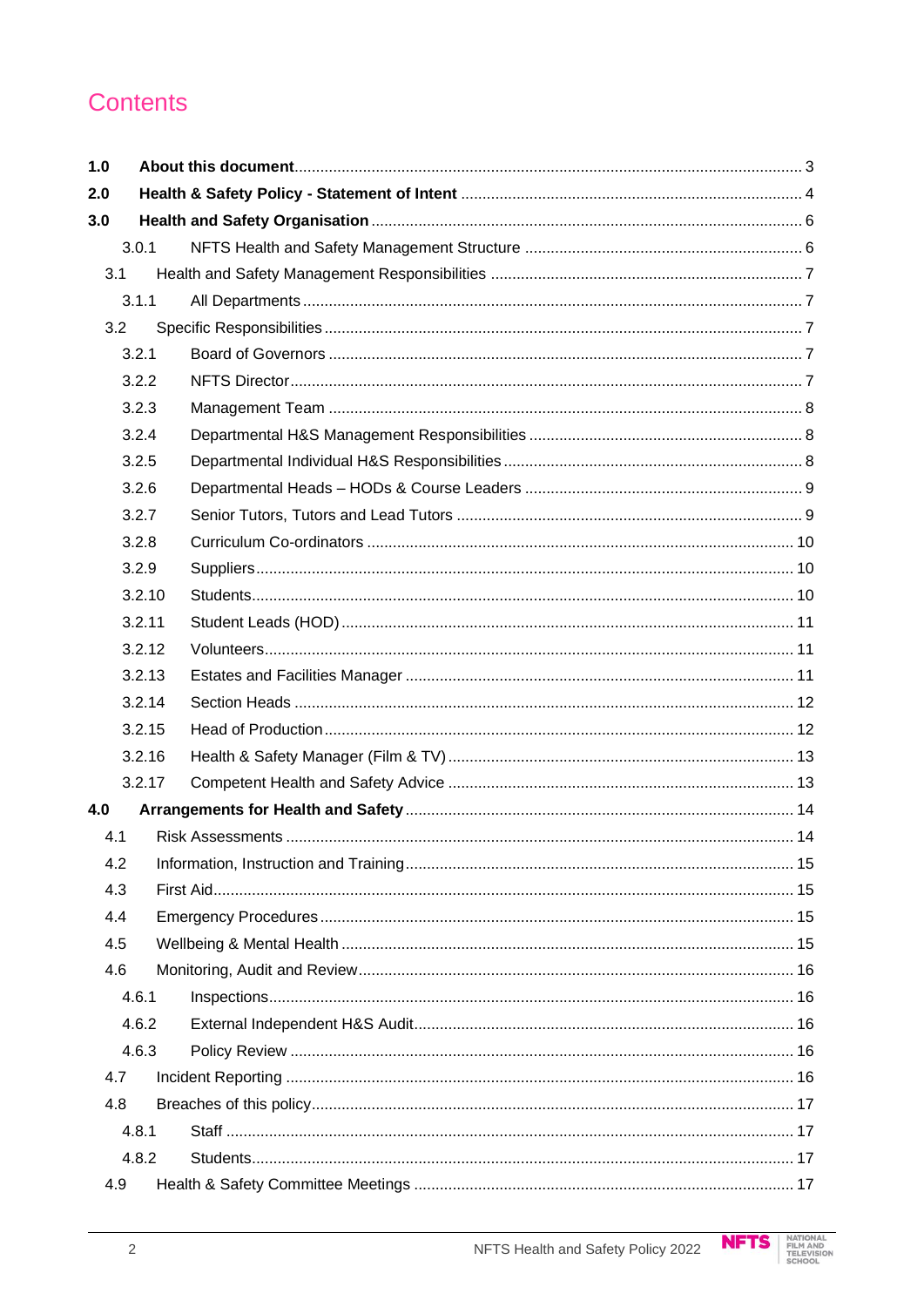# Contents

| | | |
|---|---|---|
| **1.0** | **About this document** | 3 |
| **2.0** | **Health & Safety Policy - Statement of Intent** | 4 |
| **3.0** | **Health and Safety Organisation** | 6 |
| 3.0.1 | NFTS Health and Safety Management Structure | 6 |
| 3.1 | Health and Safety Management Responsibilities | 7 |
| 3.1.1 | All Departments | 7 |
| 3.2 | Specific Responsibilities | 7 |
| 3.2.1 | Board of Governors | 7 |
| 3.2.2 | NFTS Director | 7 |
| 3.2.3 | Management Team | 8 |
| 3.2.4 | Departmental H&S Management Responsibilities | 8 |
| 3.2.5 | Departmental Individual H&S Responsibilities | 8 |
| 3.2.6 | Departmental Heads – HODs & Course Leaders | 9 |
| 3.2.7 | Senior Tutors, Tutors and Lead Tutors | 9 |
| 3.2.8 | Curriculum Co-ordinators | 10 |
| 3.2.9 | Suppliers | 10 |
| 3.2.10 | Students | 10 |
| 3.2.11 | Student Leads (HOD) | 11 |
| 3.2.12 | Volunteers | 11 |
| 3.2.13 | Estates and Facilities Manager | 11 |
| 3.2.14 | Section Heads | 12 |
| 3.2.15 | Head of Production | 12 |
| 3.2.16 | Health & Safety Manager (Film & TV) | 13 |
| 3.2.17 | Competent Health and Safety Advice | 13 |
| **4.0** | **Arrangements for Health and Safety** | 14 |
| 4.1 | Risk Assessments | 14 |
| 4.2 | Information, Instruction and Training | 15 |
| 4.3 | First Aid | 15 |
| 4.4 | Emergency Procedures | 15 |
| 4.5 | Wellbeing & Mental Health | 15 |
| 4.6 | Monitoring, Audit and Review | 16 |
| 4.6.1 | Inspections | 16 |
| 4.6.2 | External Independent H&S Audit | 16 |
| 4.6.3 | Policy Review | 16 |
| 4.7 | Incident Reporting | 16 |
| 4.8 | Breaches of this policy | 17 |
| 4.8.1 | Staff | 17 |
| 4.8.2 | Students | 17 |
| 4.9 | Health & Safety Committee Meetings | 17 |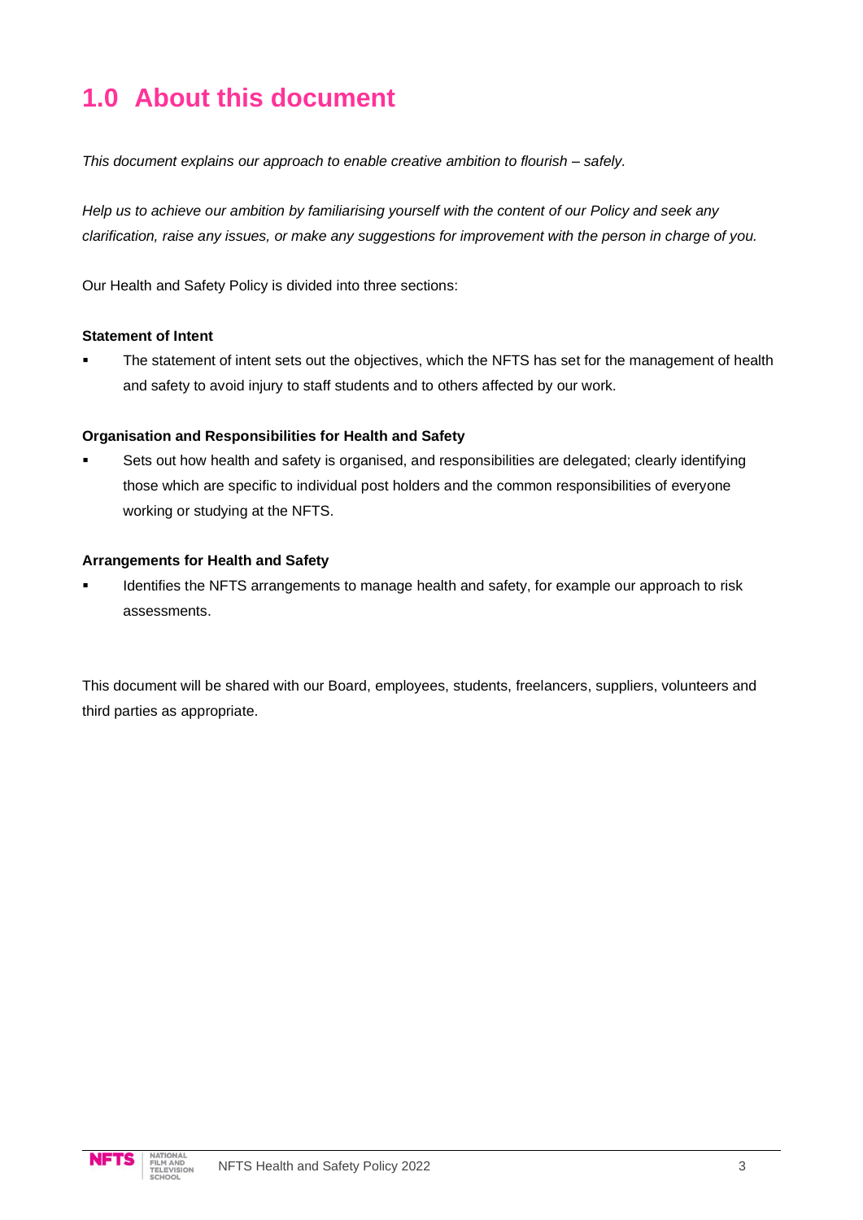# 1.0 About this document

*This document explains our approach to enable creative ambition to flourish – safely.*

*Help us to achieve our ambition by familiarising yourself with the content of our Policy and seek any clarification, raise any issues, or make any suggestions for improvement with the person in charge of you.*

Our Health and Safety Policy is divided into three sections:

**Statement of Intent**

- The statement of intent sets out the objectives, which the NFTS has set for the management of health and safety to avoid injury to staff students and to others affected by our work.

**Organisation and Responsibilities for Health and Safety**

- Sets out how health and safety is organised, and responsibilities are delegated; clearly identifying those which are specific to individual post holders and the common responsibilities of everyone working or studying at the NFTS.

**Arrangements for Health and Safety**

- Identifies the NFTS arrangements to manage health and safety, for example our approach to risk assessments.

This document will be shared with our Board, employees, students, freelancers, suppliers, volunteers and third parties as appropriate.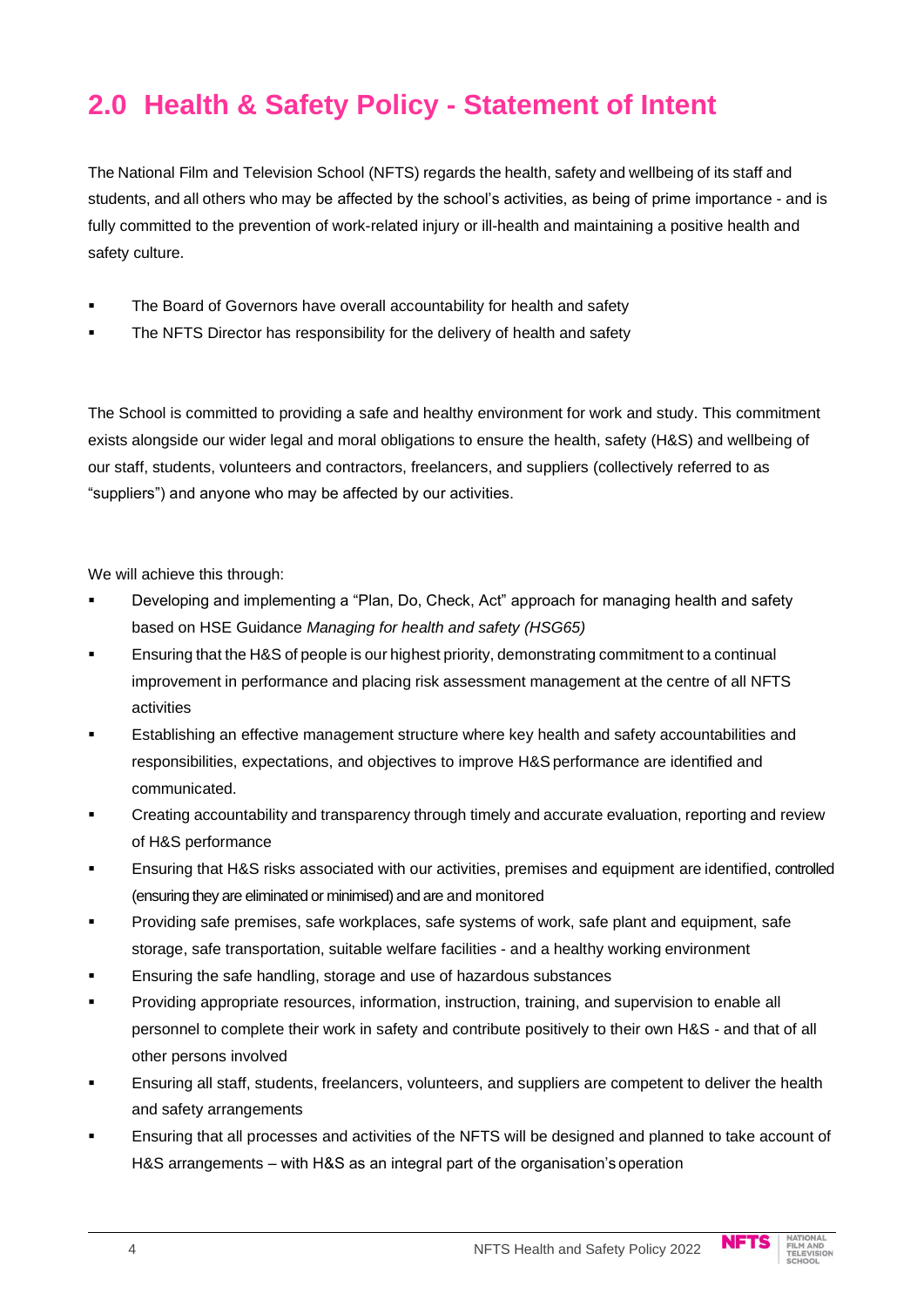## 2.0 Health & Safety Policy - Statement of Intent

The National Film and Television School (NFTS) regards the health, safety and wellbeing of its staff and students, and all others who may be affected by the school's activities, as being of prime importance - and is fully committed to the prevention of work-related injury or ill-health and maintaining a positive health and safety culture.

- The Board of Governors have overall accountability for health and safety
- The NFTS Director has responsibility for the delivery of health and safety

The School is committed to providing a safe and healthy environment for work and study. This commitment exists alongside our wider legal and moral obligations to ensure the health, safety (H&S) and wellbeing of our staff, students, volunteers and contractors, freelancers, and suppliers (collectively referred to as "suppliers") and anyone who may be affected by our activities.

We will achieve this through:

- Developing and implementing a "Plan, Do, Check, Act" approach for managing health and safety based on HSE Guidance *Managing for health and safety (HSG65)*
- Ensuring that the H&S of people is our highest priority, demonstrating commitment to a continual improvement in performance and placing risk assessment management at the centre of all NFTS activities
- Establishing an effective management structure where key health and safety accountabilities and responsibilities, expectations, and objectives to improve H&S performance are identified and communicated.
- Creating accountability and transparency through timely and accurate evaluation, reporting and review of H&S performance
- Ensuring that H&S risks associated with our activities, premises and equipment are identified, controlled (ensuring they are eliminated or minimised) and are and monitored
- Providing safe premises, safe workplaces, safe systems of work, safe plant and equipment, safe storage, safe transportation, suitable welfare facilities - and a healthy working environment
- Ensuring the safe handling, storage and use of hazardous substances
- Providing appropriate resources, information, instruction, training, and supervision to enable all personnel to complete their work in safety and contribute positively to their own H&S - and that of all other persons involved
- Ensuring all staff, students, freelancers, volunteers, and suppliers are competent to deliver the health and safety arrangements
- Ensuring that all processes and activities of the NFTS will be designed and planned to take account of H&S arrangements – with H&S as an integral part of the organisation's operation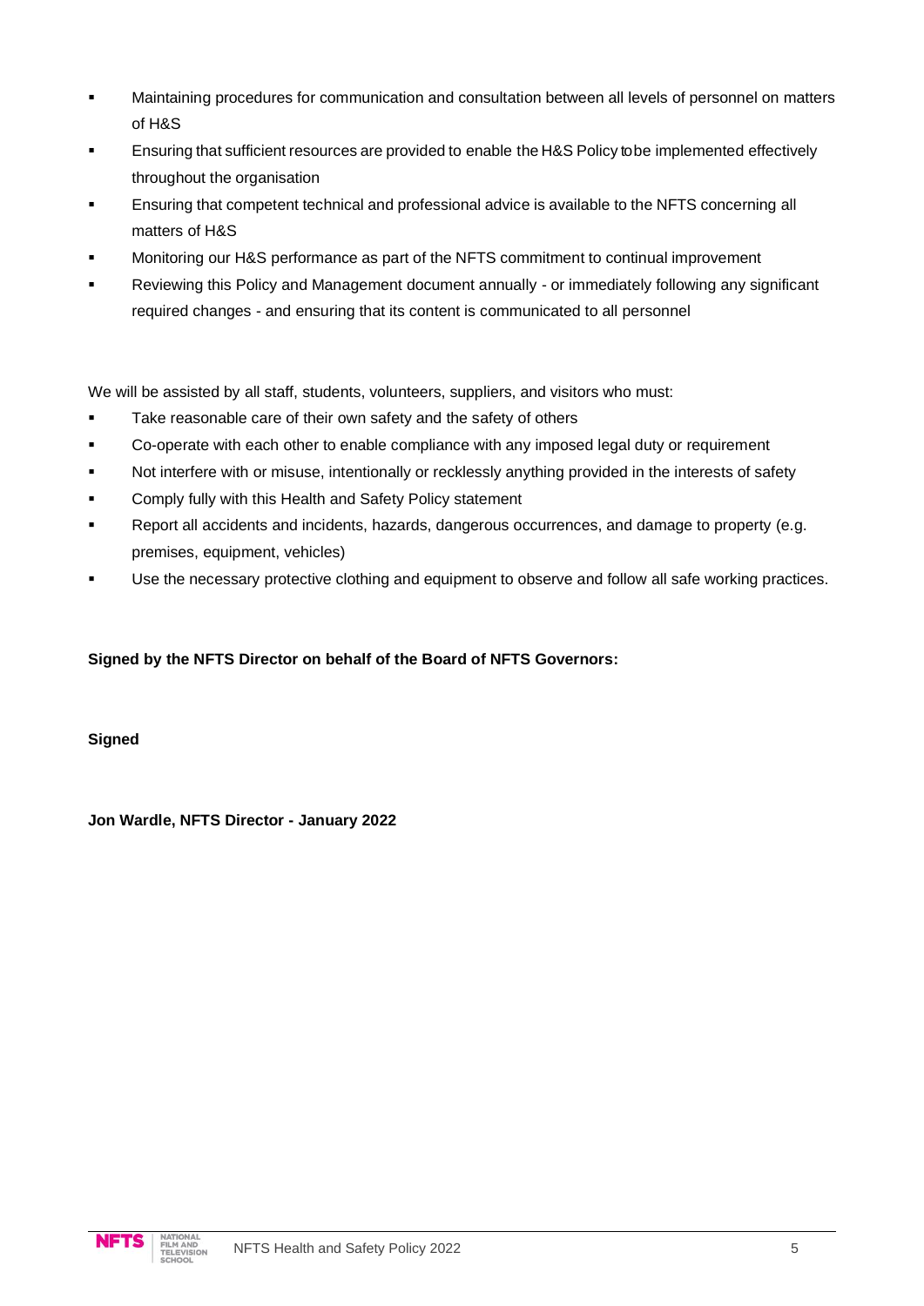- Maintaining procedures for communication and consultation between all levels of personnel on matters of H&S
- Ensuring that sufficient resources are provided to enable the H&S Policy to be implemented effectively throughout the organisation
- Ensuring that competent technical and professional advice is available to the NFTS concerning all matters of H&S
- Monitoring our H&S performance as part of the NFTS commitment to continual improvement
- Reviewing this Policy and Management document annually - or immediately following any significant required changes - and ensuring that its content is communicated to all personnel

We will be assisted by all staff, students, volunteers, suppliers, and visitors who must:

- Take reasonable care of their own safety and the safety of others
- Co-operate with each other to enable compliance with any imposed legal duty or requirement
- Not interfere with or misuse, intentionally or recklessly anything provided in the interests of safety
- Comply fully with this Health and Safety Policy statement
- Report all accidents and incidents, hazards, dangerous occurrences, and damage to property (e.g. premises, equipment, vehicles)
- Use the necessary protective clothing and equipment to observe and follow all safe working practices.

**Signed by the NFTS Director on behalf of the Board of NFTS Governors:**

**Signed**

**Jon Wardle, NFTS Director - January 2022**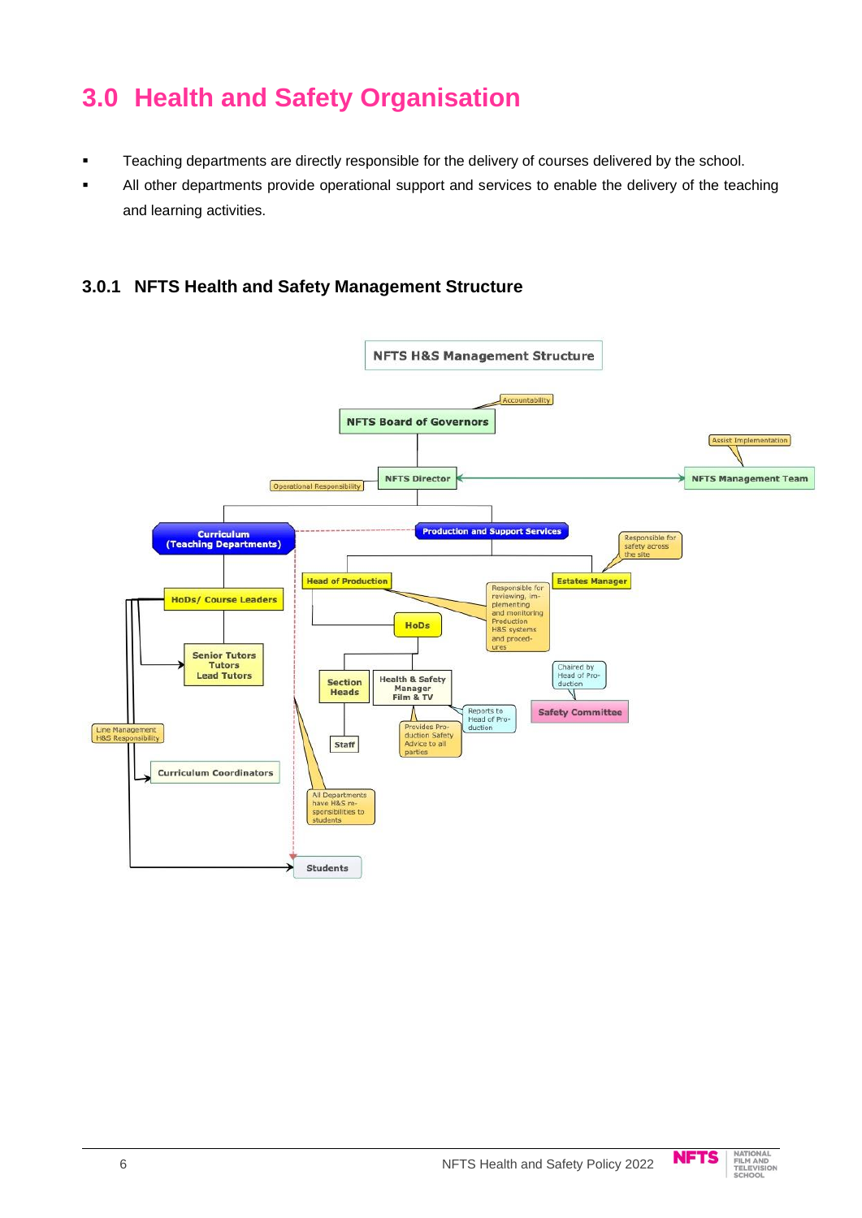# 3.0 Health and Safety Organisation

- Teaching departments are directly responsible for the delivery of courses delivered by the school.
- All other departments provide operational support and services to enable the delivery of the teaching and learning activities.

### 3.0.1 NFTS Health and Safety Management Structure

NFTS H&S Management Structure

Accountability

NFTS Board of Governors

Assist Implementation

Operational Responsibility

NFTS Director

NFTS Management Team

Curriculum (Teaching Departments)

Production and Support Services

Responsible for safety across the site

Head of Production

Estates Manager

HoDs/ Course Leaders

Responsible for reviewing, implementing and monitoring Production H&S systems and procedures

HoDs

Senior Tutors Tutors Lead Tutors

Chaired by Head of Production

Section Heads

Health & Safety Manager Film & TV

Safety Committee

Reports to Head of Production

Line Management H&S Responsibility

Staff

Provides Production Safety Advice to all parties

Curriculum Coordinators

All Departments have H&S responsibilities to students

Students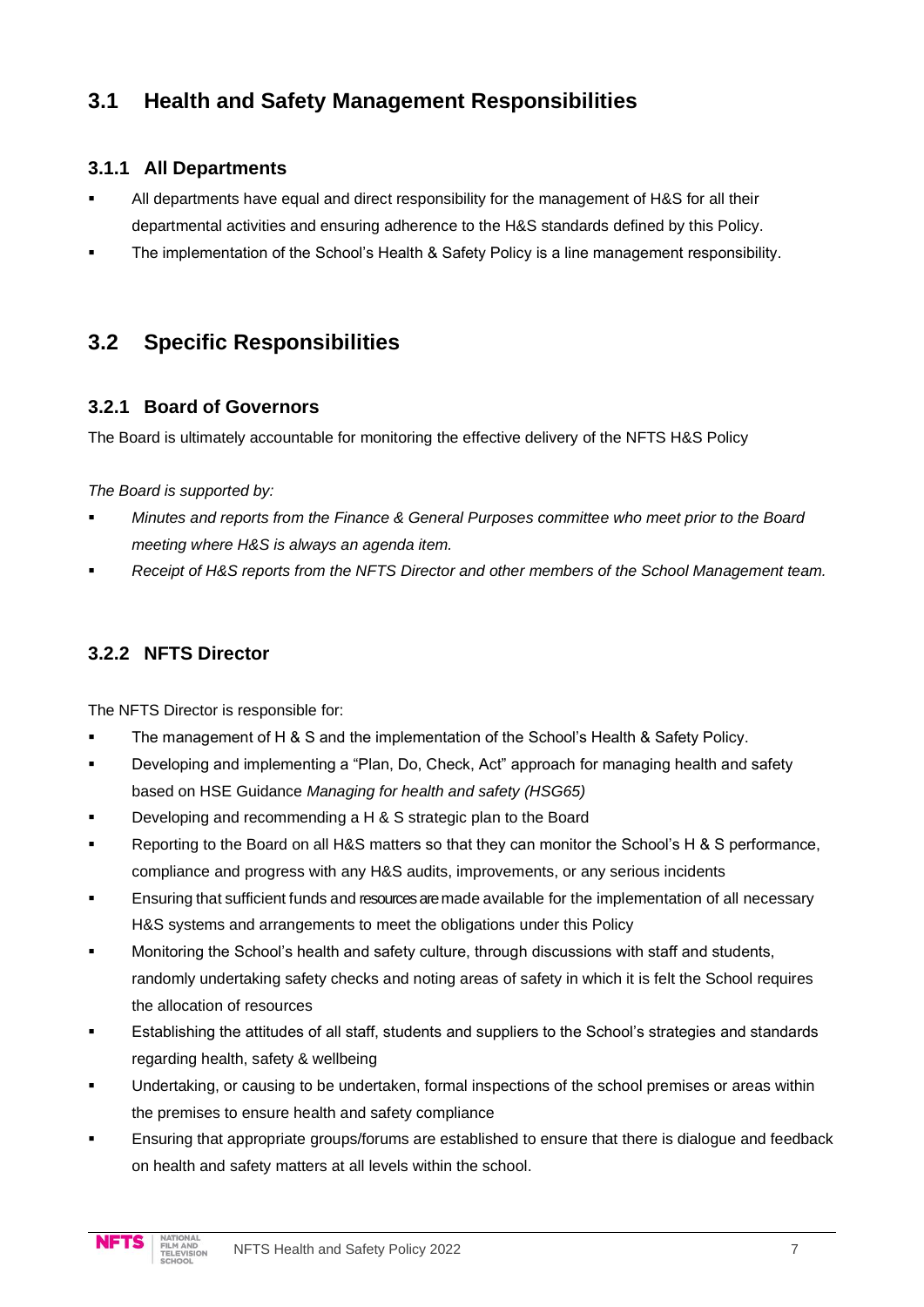## 3.1 Health and Safety Management Responsibilities

### 3.1.1 All Departments

- All departments have equal and direct responsibility for the management of H&S for all their departmental activities and ensuring adherence to the H&S standards defined by this Policy.
- The implementation of the School's Health & Safety Policy is a line management responsibility.

## 3.2 Specific Responsibilities

### 3.2.1 Board of Governors

The Board is ultimately accountable for monitoring the effective delivery of the NFTS H&S Policy

*The Board is supported by:*

- *Minutes and reports from the Finance & General Purposes committee who meet prior to the Board meeting where H&S is always an agenda item.*
- *Receipt of H&S reports from the NFTS Director and other members of the School Management team.*

### 3.2.2 NFTS Director

The NFTS Director is responsible for:

- The management of H & S and the implementation of the School's Health & Safety Policy.
- Developing and implementing a "Plan, Do, Check, Act" approach for managing health and safety based on HSE Guidance *Managing for health and safety (HSG65)*
- Developing and recommending a H & S strategic plan to the Board
- Reporting to the Board on all H&S matters so that they can monitor the School's H & S performance, compliance and progress with any H&S audits, improvements, or any serious incidents
- Ensuring that sufficient funds and resources are made available for the implementation of all necessary H&S systems and arrangements to meet the obligations under this Policy
- Monitoring the School's health and safety culture, through discussions with staff and students, randomly undertaking safety checks and noting areas of safety in which it is felt the School requires the allocation of resources
- Establishing the attitudes of all staff, students and suppliers to the School's strategies and standards regarding health, safety & wellbeing
- Undertaking, or causing to be undertaken, formal inspections of the school premises or areas within the premises to ensure health and safety compliance
- Ensuring that appropriate groups/forums are established to ensure that there is dialogue and feedback on health and safety matters at all levels within the school.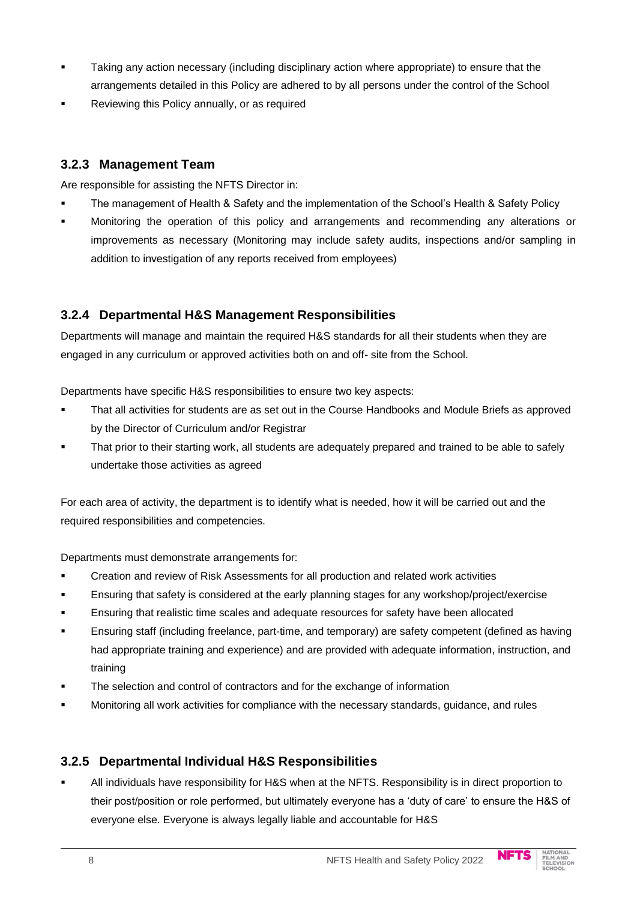- Taking any action necessary (including disciplinary action where appropriate) to ensure that the arrangements detailed in this Policy are adhered to by all persons under the control of the School
- Reviewing this Policy annually, or as required

### 3.2.3 Management Team

Are responsible for assisting the NFTS Director in:

- The management of Health & Safety and the implementation of the School's Health & Safety Policy
- Monitoring the operation of this policy and arrangements and recommending any alterations or improvements as necessary (Monitoring may include safety audits, inspections and/or sampling in addition to investigation of any reports received from employees)

### 3.2.4 Departmental H&S Management Responsibilities

Departments will manage and maintain the required H&S standards for all their students when they are engaged in any curriculum or approved activities both on and off- site from the School.

Departments have specific H&S responsibilities to ensure two key aspects:

- That all activities for students are as set out in the Course Handbooks and Module Briefs as approved by the Director of Curriculum and/or Registrar
- That prior to their starting work, all students are adequately prepared and trained to be able to safely undertake those activities as agreed

For each area of activity, the department is to identify what is needed, how it will be carried out and the required responsibilities and competencies.

Departments must demonstrate arrangements for:

- Creation and review of Risk Assessments for all production and related work activities
- Ensuring that safety is considered at the early planning stages for any workshop/project/exercise
- Ensuring that realistic time scales and adequate resources for safety have been allocated
- Ensuring staff (including freelance, part-time, and temporary) are safety competent (defined as having had appropriate training and experience) and are provided with adequate information, instruction, and training
- The selection and control of contractors and for the exchange of information
- Monitoring all work activities for compliance with the necessary standards, guidance, and rules

### 3.2.5 Departmental Individual H&S Responsibilities

- All individuals have responsibility for H&S when at the NFTS. Responsibility is in direct proportion to their post/position or role performed, but ultimately everyone has a 'duty of care' to ensure the H&S of everyone else. Everyone is always legally liable and accountable for H&S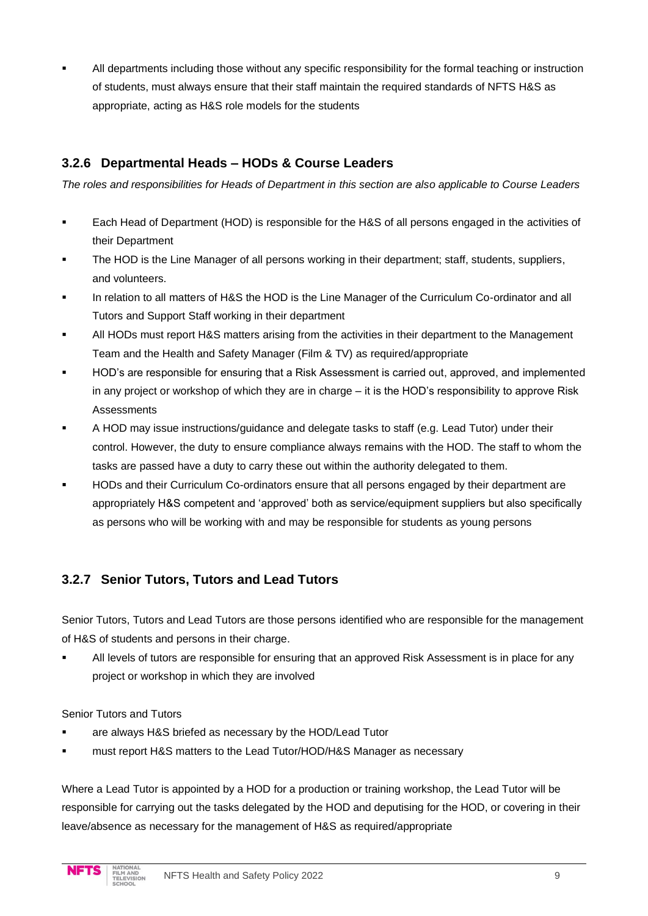- All departments including those without any specific responsibility for the formal teaching or instruction of students, must always ensure that their staff maintain the required standards of NFTS H&S as appropriate, acting as H&S role models for the students

### 3.2.6 Departmental Heads – HODs & Course Leaders

*The roles and responsibilities for Heads of Department in this section are also applicable to Course Leaders*

- Each Head of Department (HOD) is responsible for the H&S of all persons engaged in the activities of their Department
- The HOD is the Line Manager of all persons working in their department; staff, students, suppliers, and volunteers.
- In relation to all matters of H&S the HOD is the Line Manager of the Curriculum Co-ordinator and all Tutors and Support Staff working in their department
- All HODs must report H&S matters arising from the activities in their department to the Management Team and the Health and Safety Manager (Film & TV) as required/appropriate
- HOD's are responsible for ensuring that a Risk Assessment is carried out, approved, and implemented in any project or workshop of which they are in charge – it is the HOD's responsibility to approve Risk Assessments
- A HOD may issue instructions/guidance and delegate tasks to staff (e.g. Lead Tutor) under their control. However, the duty to ensure compliance always remains with the HOD. The staff to whom the tasks are passed have a duty to carry these out within the authority delegated to them.
- HODs and their Curriculum Co-ordinators ensure that all persons engaged by their department are appropriately H&S competent and 'approved' both as service/equipment suppliers but also specifically as persons who will be working with and may be responsible for students as young persons

### 3.2.7 Senior Tutors, Tutors and Lead Tutors

Senior Tutors, Tutors and Lead Tutors are those persons identified who are responsible for the management of H&S of students and persons in their charge.

- All levels of tutors are responsible for ensuring that an approved Risk Assessment is in place for any project or workshop in which they are involved

Senior Tutors and Tutors

- are always H&S briefed as necessary by the HOD/Lead Tutor
- must report H&S matters to the Lead Tutor/HOD/H&S Manager as necessary

Where a Lead Tutor is appointed by a HOD for a production or training workshop, the Lead Tutor will be responsible for carrying out the tasks delegated by the HOD and deputising for the HOD, or covering in their leave/absence as necessary for the management of H&S as required/appropriate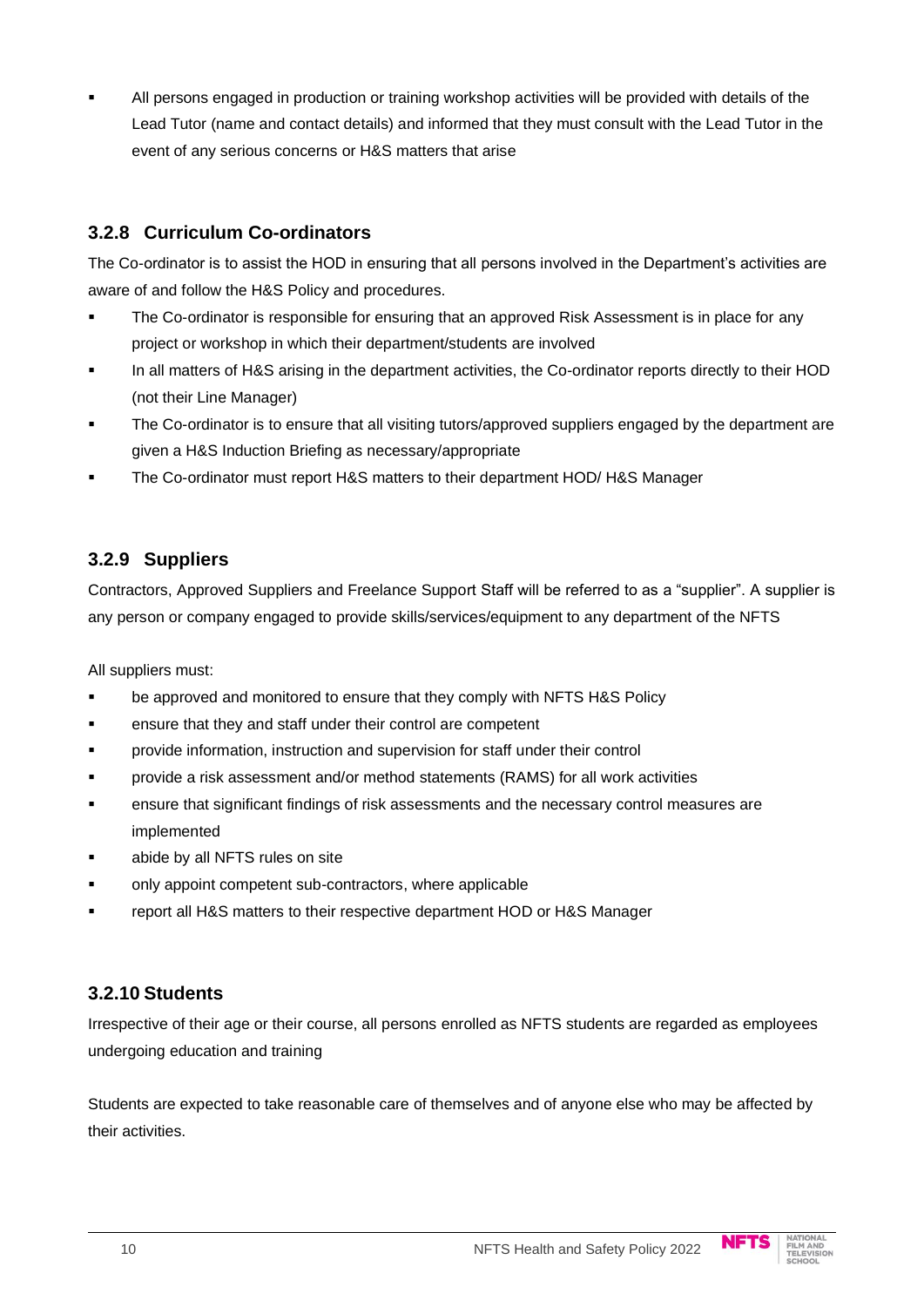- All persons engaged in production or training workshop activities will be provided with details of the Lead Tutor (name and contact details) and informed that they must consult with the Lead Tutor in the event of any serious concerns or H&S matters that arise

### 3.2.8 Curriculum Co-ordinators

The Co-ordinator is to assist the HOD in ensuring that all persons involved in the Department's activities are aware of and follow the H&S Policy and procedures.

- The Co-ordinator is responsible for ensuring that an approved Risk Assessment is in place for any project or workshop in which their department/students are involved
- In all matters of H&S arising in the department activities, the Co-ordinator reports directly to their HOD (not their Line Manager)
- The Co-ordinator is to ensure that all visiting tutors/approved suppliers engaged by the department are given a H&S Induction Briefing as necessary/appropriate
- The Co-ordinator must report H&S matters to their department HOD/ H&S Manager

### 3.2.9 Suppliers

Contractors, Approved Suppliers and Freelance Support Staff will be referred to as a "supplier". A supplier is any person or company engaged to provide skills/services/equipment to any department of the NFTS

All suppliers must:

- be approved and monitored to ensure that they comply with NFTS H&S Policy
- ensure that they and staff under their control are competent
- provide information, instruction and supervision for staff under their control
- provide a risk assessment and/or method statements (RAMS) for all work activities
- ensure that significant findings of risk assessments and the necessary control measures are implemented
- abide by all NFTS rules on site
- only appoint competent sub-contractors, where applicable
- report all H&S matters to their respective department HOD or H&S Manager

### 3.2.10 Students

Irrespective of their age or their course, all persons enrolled as NFTS students are regarded as employees undergoing education and training

Students are expected to take reasonable care of themselves and of anyone else who may be affected by their activities.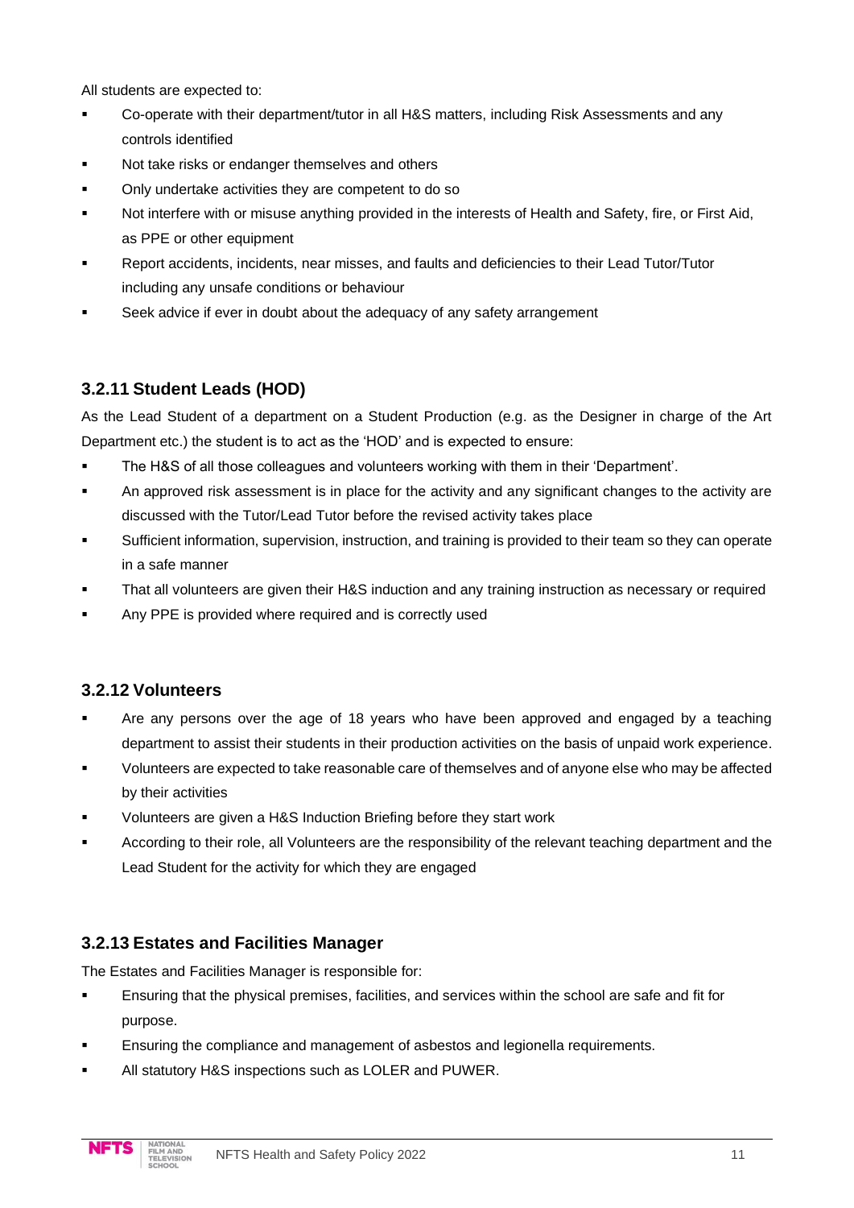All students are expected to:

- Co-operate with their department/tutor in all H&S matters, including Risk Assessments and any controls identified
- Not take risks or endanger themselves and others
- Only undertake activities they are competent to do so
- Not interfere with or misuse anything provided in the interests of Health and Safety, fire, or First Aid, as PPE or other equipment
- Report accidents, incidents, near misses, and faults and deficiencies to their Lead Tutor/Tutor including any unsafe conditions or behaviour
- Seek advice if ever in doubt about the adequacy of any safety arrangement

### 3.2.11 Student Leads (HOD)

As the Lead Student of a department on a Student Production (e.g. as the Designer in charge of the Art Department etc.) the student is to act as the 'HOD' and is expected to ensure:

- The H&S of all those colleagues and volunteers working with them in their 'Department'.
- An approved risk assessment is in place for the activity and any significant changes to the activity are discussed with the Tutor/Lead Tutor before the revised activity takes place
- Sufficient information, supervision, instruction, and training is provided to their team so they can operate in a safe manner
- That all volunteers are given their H&S induction and any training instruction as necessary or required
- Any PPE is provided where required and is correctly used

### 3.2.12 Volunteers

- Are any persons over the age of 18 years who have been approved and engaged by a teaching department to assist their students in their production activities on the basis of unpaid work experience.
- Volunteers are expected to take reasonable care of themselves and of anyone else who may be affected by their activities
- Volunteers are given a H&S Induction Briefing before they start work
- According to their role, all Volunteers are the responsibility of the relevant teaching department and the Lead Student for the activity for which they are engaged

### 3.2.13 Estates and Facilities Manager

The Estates and Facilities Manager is responsible for:

- Ensuring that the physical premises, facilities, and services within the school are safe and fit for purpose.
- Ensuring the compliance and management of asbestos and legionella requirements.
- All statutory H&S inspections such as LOLER and PUWER.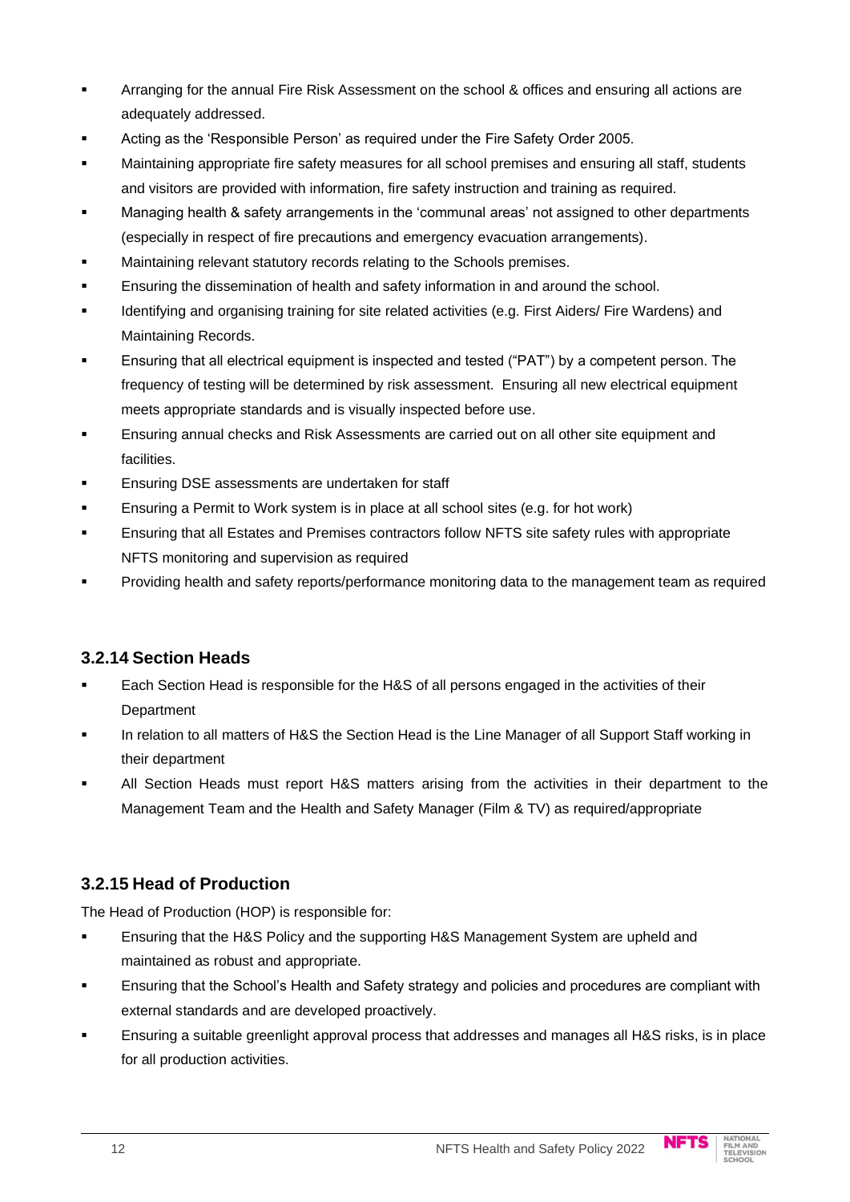- Arranging for the annual Fire Risk Assessment on the school & offices and ensuring all actions are adequately addressed.
- Acting as the 'Responsible Person' as required under the Fire Safety Order 2005.
- Maintaining appropriate fire safety measures for all school premises and ensuring all staff, students and visitors are provided with information, fire safety instruction and training as required.
- Managing health & safety arrangements in the 'communal areas' not assigned to other departments (especially in respect of fire precautions and emergency evacuation arrangements).
- Maintaining relevant statutory records relating to the Schools premises.
- Ensuring the dissemination of health and safety information in and around the school.
- Identifying and organising training for site related activities (e.g. First Aiders/ Fire Wardens) and Maintaining Records.
- Ensuring that all electrical equipment is inspected and tested ("PAT") by a competent person. The frequency of testing will be determined by risk assessment. Ensuring all new electrical equipment meets appropriate standards and is visually inspected before use.
- Ensuring annual checks and Risk Assessments are carried out on all other site equipment and facilities.
- Ensuring DSE assessments are undertaken for staff
- Ensuring a Permit to Work system is in place at all school sites (e.g. for hot work)
- Ensuring that all Estates and Premises contractors follow NFTS site safety rules with appropriate NFTS monitoring and supervision as required
- Providing health and safety reports/performance monitoring data to the management team as required

### 3.2.14 Section Heads

- Each Section Head is responsible for the H&S of all persons engaged in the activities of their Department
- In relation to all matters of H&S the Section Head is the Line Manager of all Support Staff working in their department
- All Section Heads must report H&S matters arising from the activities in their department to the Management Team and the Health and Safety Manager (Film & TV) as required/appropriate

### 3.2.15 Head of Production

The Head of Production (HOP) is responsible for:

- Ensuring that the H&S Policy and the supporting H&S Management System are upheld and maintained as robust and appropriate.
- Ensuring that the School's Health and Safety strategy and policies and procedures are compliant with external standards and are developed proactively.
- Ensuring a suitable greenlight approval process that addresses and manages all H&S risks, is in place for all production activities.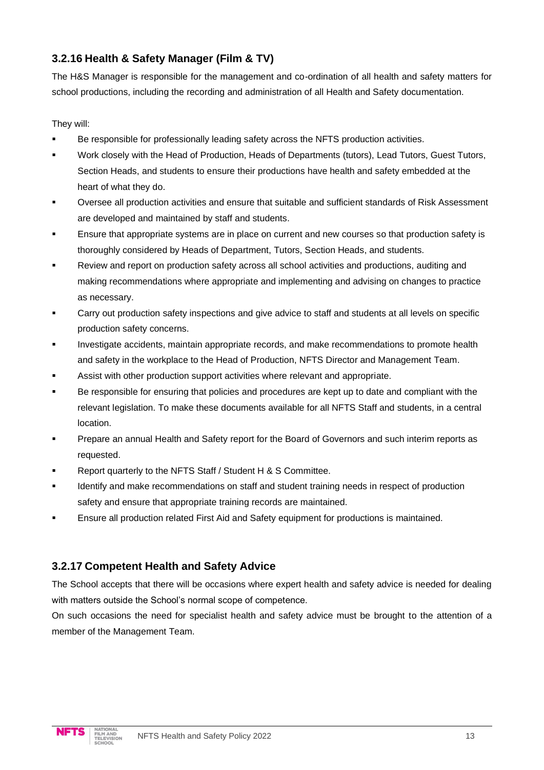### 3.2.16 Health & Safety Manager (Film & TV)

The H&S Manager is responsible for the management and co-ordination of all health and safety matters for school productions, including the recording and administration of all Health and Safety documentation.

They will:

- Be responsible for professionally leading safety across the NFTS production activities.
- Work closely with the Head of Production, Heads of Departments (tutors), Lead Tutors, Guest Tutors, Section Heads, and students to ensure their productions have health and safety embedded at the heart of what they do.
- Oversee all production activities and ensure that suitable and sufficient standards of Risk Assessment are developed and maintained by staff and students.
- Ensure that appropriate systems are in place on current and new courses so that production safety is thoroughly considered by Heads of Department, Tutors, Section Heads, and students.
- Review and report on production safety across all school activities and productions, auditing and making recommendations where appropriate and implementing and advising on changes to practice as necessary.
- Carry out production safety inspections and give advice to staff and students at all levels on specific production safety concerns.
- Investigate accidents, maintain appropriate records, and make recommendations to promote health and safety in the workplace to the Head of Production, NFTS Director and Management Team.
- Assist with other production support activities where relevant and appropriate.
- Be responsible for ensuring that policies and procedures are kept up to date and compliant with the relevant legislation. To make these documents available for all NFTS Staff and students, in a central location.
- Prepare an annual Health and Safety report for the Board of Governors and such interim reports as requested.
- Report quarterly to the NFTS Staff / Student H & S Committee.
- Identify and make recommendations on staff and student training needs in respect of production safety and ensure that appropriate training records are maintained.
- Ensure all production related First Aid and Safety equipment for productions is maintained.

### 3.2.17 Competent Health and Safety Advice

The School accepts that there will be occasions where expert health and safety advice is needed for dealing with matters outside the School's normal scope of competence.

On such occasions the need for specialist health and safety advice must be brought to the attention of a member of the Management Team.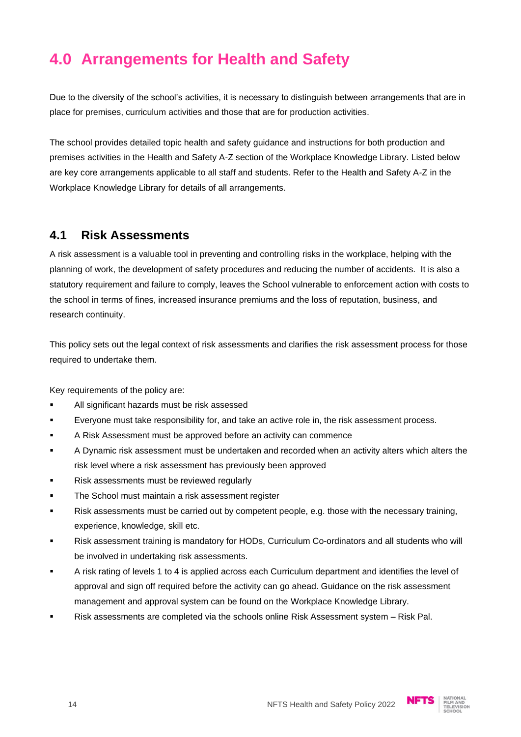# 4.0 Arrangements for Health and Safety

Due to the diversity of the school's activities, it is necessary to distinguish between arrangements that are in place for premises, curriculum activities and those that are for production activities.

The school provides detailed topic health and safety guidance and instructions for both production and premises activities in the Health and Safety A-Z section of the Workplace Knowledge Library. Listed below are key core arrangements applicable to all staff and students. Refer to the Health and Safety A-Z in the Workplace Knowledge Library for details of all arrangements.

## 4.1 Risk Assessments

A risk assessment is a valuable tool in preventing and controlling risks in the workplace, helping with the planning of work, the development of safety procedures and reducing the number of accidents. It is also a statutory requirement and failure to comply, leaves the School vulnerable to enforcement action with costs to the school in terms of fines, increased insurance premiums and the loss of reputation, business, and research continuity.

This policy sets out the legal context of risk assessments and clarifies the risk assessment process for those required to undertake them.

Key requirements of the policy are:

- All significant hazards must be risk assessed
- Everyone must take responsibility for, and take an active role in, the risk assessment process.
- A Risk Assessment must be approved before an activity can commence
- A Dynamic risk assessment must be undertaken and recorded when an activity alters which alters the risk level where a risk assessment has previously been approved
- Risk assessments must be reviewed regularly
- The School must maintain a risk assessment register
- Risk assessments must be carried out by competent people, e.g. those with the necessary training, experience, knowledge, skill etc.
- Risk assessment training is mandatory for HODs, Curriculum Co-ordinators and all students who will be involved in undertaking risk assessments.
- A risk rating of levels 1 to 4 is applied across each Curriculum department and identifies the level of approval and sign off required before the activity can go ahead. Guidance on the risk assessment management and approval system can be found on the Workplace Knowledge Library.
- Risk assessments are completed via the schools online Risk Assessment system – Risk Pal.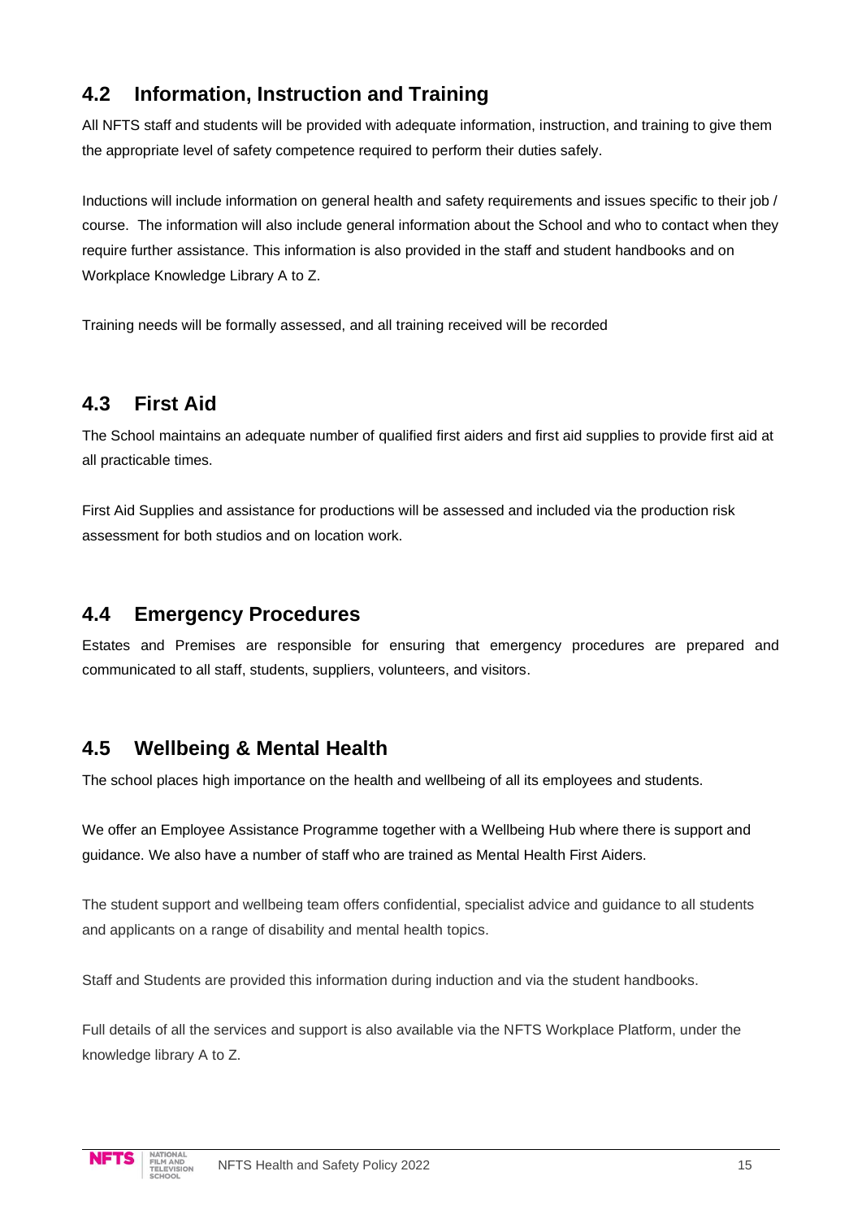## 4.2 Information, Instruction and Training

All NFTS staff and students will be provided with adequate information, instruction, and training to give them the appropriate level of safety competence required to perform their duties safely.

Inductions will include information on general health and safety requirements and issues specific to their job / course. The information will also include general information about the School and who to contact when they require further assistance. This information is also provided in the staff and student handbooks and on Workplace Knowledge Library A to Z.

Training needs will be formally assessed, and all training received will be recorded

## 4.3 First Aid

The School maintains an adequate number of qualified first aiders and first aid supplies to provide first aid at all practicable times.

First Aid Supplies and assistance for productions will be assessed and included via the production risk assessment for both studios and on location work.

## 4.4 Emergency Procedures

Estates and Premises are responsible for ensuring that emergency procedures are prepared and communicated to all staff, students, suppliers, volunteers, and visitors.

## 4.5 Wellbeing & Mental Health

The school places high importance on the health and wellbeing of all its employees and students.

We offer an Employee Assistance Programme together with a Wellbeing Hub where there is support and guidance. We also have a number of staff who are trained as Mental Health First Aiders.

The student support and wellbeing team offers confidential, specialist advice and guidance to all students and applicants on a range of disability and mental health topics.

Staff and Students are provided this information during induction and via the student handbooks.

Full details of all the services and support is also available via the NFTS Workplace Platform, under the knowledge library A to Z.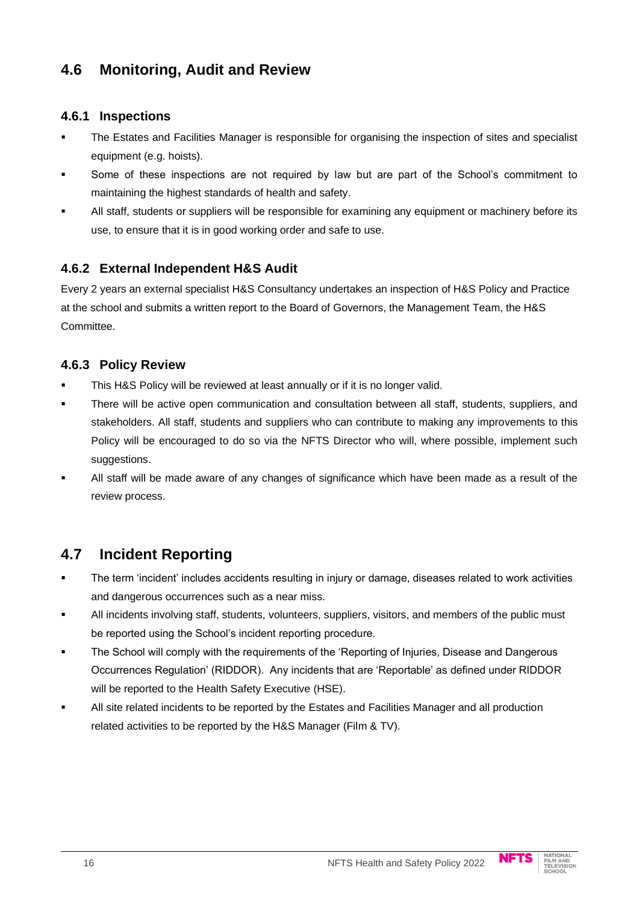## 4.6 Monitoring, Audit and Review

### 4.6.1 Inspections

- The Estates and Facilities Manager is responsible for organising the inspection of sites and specialist equipment (e.g. hoists).
- Some of these inspections are not required by law but are part of the School's commitment to maintaining the highest standards of health and safety.
- All staff, students or suppliers will be responsible for examining any equipment or machinery before its use, to ensure that it is in good working order and safe to use.

### 4.6.2 External Independent H&S Audit

Every 2 years an external specialist H&S Consultancy undertakes an inspection of H&S Policy and Practice at the school and submits a written report to the Board of Governors, the Management Team, the H&S Committee.

### 4.6.3 Policy Review

- This H&S Policy will be reviewed at least annually or if it is no longer valid.
- There will be active open communication and consultation between all staff, students, suppliers, and stakeholders. All staff, students and suppliers who can contribute to making any improvements to this Policy will be encouraged to do so via the NFTS Director who will, where possible, implement such suggestions.
- All staff will be made aware of any changes of significance which have been made as a result of the review process.

## 4.7 Incident Reporting

- The term 'incident' includes accidents resulting in injury or damage, diseases related to work activities and dangerous occurrences such as a near miss.
- All incidents involving staff, students, volunteers, suppliers, visitors, and members of the public must be reported using the School's incident reporting procedure.
- The School will comply with the requirements of the 'Reporting of Injuries, Disease and Dangerous Occurrences Regulation' (RIDDOR). Any incidents that are 'Reportable' as defined under RIDDOR will be reported to the Health Safety Executive (HSE).
- All site related incidents to be reported by the Estates and Facilities Manager and all production related activities to be reported by the H&S Manager (Film & TV).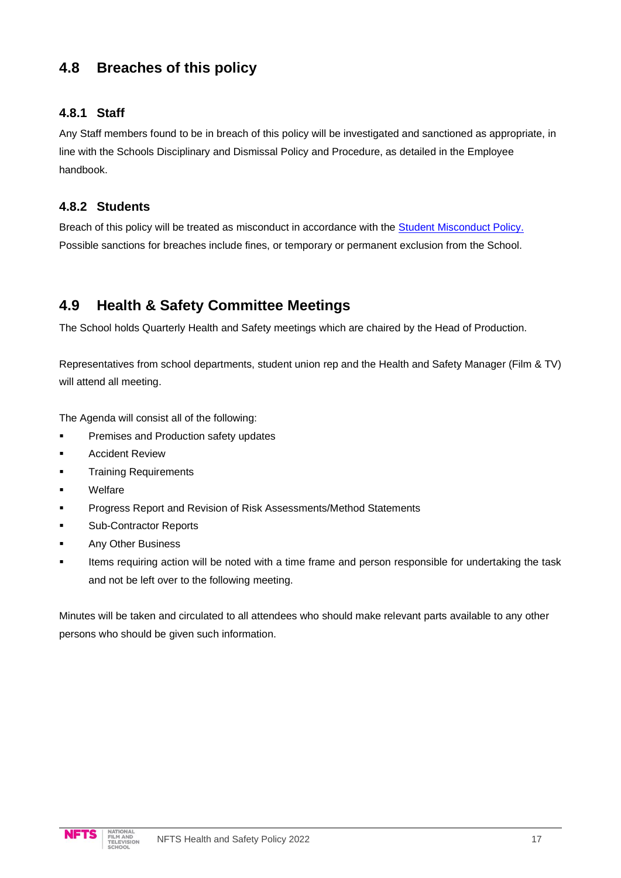## 4.8 Breaches of this policy

### 4.8.1 Staff

Any Staff members found to be in breach of this policy will be investigated and sanctioned as appropriate, in line with the Schools Disciplinary and Dismissal Policy and Procedure, as detailed in the Employee handbook.

### 4.8.2 Students

Breach of this policy will be treated as misconduct in accordance with the [Student Misconduct Policy.](#) Possible sanctions for breaches include fines, or temporary or permanent exclusion from the School.

## 4.9 Health & Safety Committee Meetings

The School holds Quarterly Health and Safety meetings which are chaired by the Head of Production.

Representatives from school departments, student union rep and the Health and Safety Manager (Film & TV) will attend all meeting.

The Agenda will consist all of the following:

- Premises and Production safety updates
- Accident Review
- Training Requirements
- Welfare
- Progress Report and Revision of Risk Assessments/Method Statements
- Sub-Contractor Reports
- Any Other Business
- Items requiring action will be noted with a time frame and person responsible for undertaking the task and not be left over to the following meeting.

Minutes will be taken and circulated to all attendees who should make relevant parts available to any other persons who should be given such information.